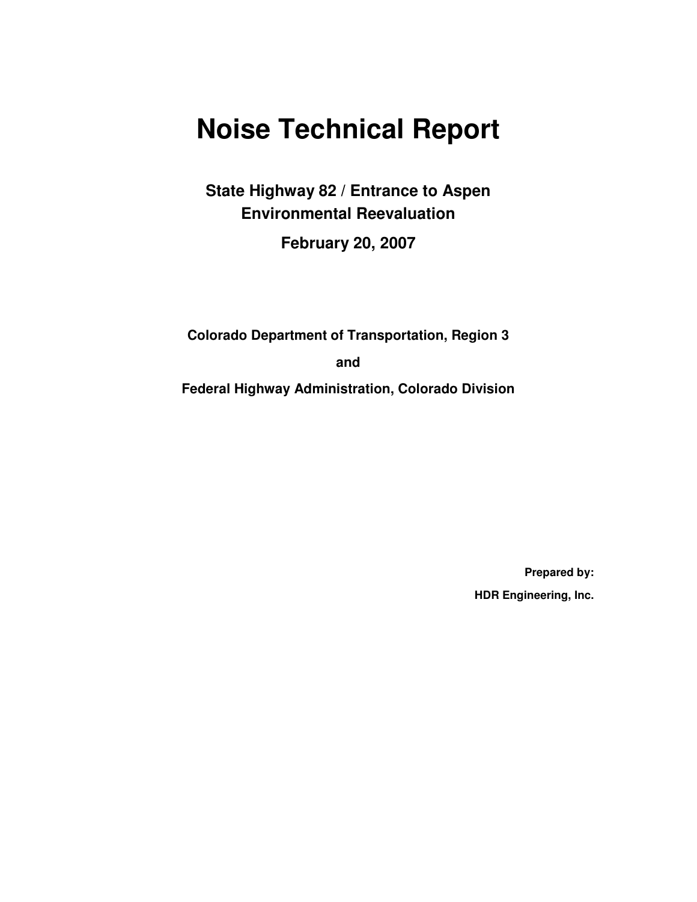# Noise Technical Report

## State Highway 82 / Entrance to Aspen Environmental Reevaluation

## February 20, 2007

**Colorado Department of Transportation, Region 3**

**and**

**Federal Highway Administration, Colorado Division**

**Prepared by:**

**HDR Engineering, Inc.**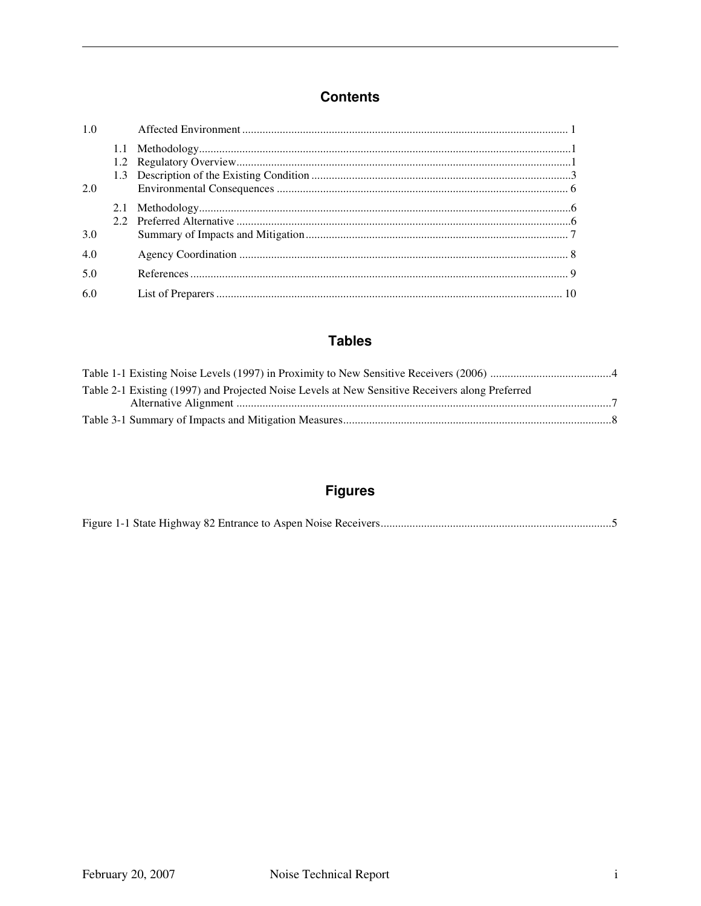## Contents

1.0 Affected Environment ... 1

- 1.1 Methodology ... 1
- 1.2 Regulatory Overview ... 1
- 1.3 Description of the Existing Condition ... 3

2.0 Environmental Consequences ... 6

- 2.1 Methodology ... 6
- 2.2 Preferred Alternative ... 6

3.0 Summary of Impacts and Mitigation ... 7

4.0 Agency Coordination ... 8

5.0 References ... 9

6.0 List of Preparers ... 10

## Tables

Table 1-1 Existing Noise Levels (1997) in Proximity to New Sensitive Receivers (2006) ... 4

Table 2-1 Existing (1997) and Projected Noise Levels at New Sensitive Receivers along Preferred Alternative Alignment ... 7

Table 3-1 Summary of Impacts and Mitigation Measures ... 8

## Figures

Figure 1-1 State Highway 82 Entrance to Aspen Noise Receivers ... 5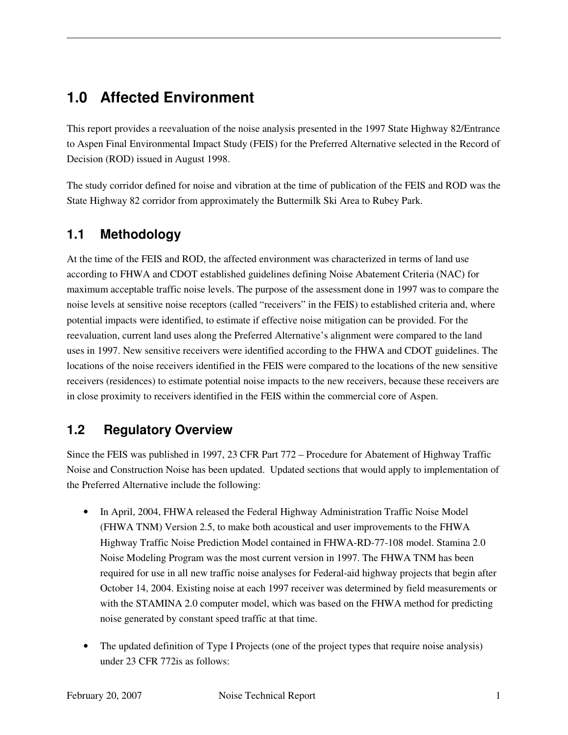# 1.0 Affected Environment

This report provides a reevaluation of the noise analysis presented in the 1997 State Highway 82/Entrance to Aspen Final Environmental Impact Study (FEIS) for the Preferred Alternative selected in the Record of Decision (ROD) issued in August 1998.

The study corridor defined for noise and vibration at the time of publication of the FEIS and ROD was the State Highway 82 corridor from approximately the Buttermilk Ski Area to Rubey Park.

## 1.1 Methodology

At the time of the FEIS and ROD, the affected environment was characterized in terms of land use according to FHWA and CDOT established guidelines defining Noise Abatement Criteria (NAC) for maximum acceptable traffic noise levels. The purpose of the assessment done in 1997 was to compare the noise levels at sensitive noise receptors (called "receivers" in the FEIS) to established criteria and, where potential impacts were identified, to estimate if effective noise mitigation can be provided. For the reevaluation, current land uses along the Preferred Alternative's alignment were compared to the land uses in 1997. New sensitive receivers were identified according to the FHWA and CDOT guidelines. The locations of the noise receivers identified in the FEIS were compared to the locations of the new sensitive receivers (residences) to estimate potential noise impacts to the new receivers, because these receivers are in close proximity to receivers identified in the FEIS within the commercial core of Aspen.

## 1.2 Regulatory Overview

Since the FEIS was published in 1997, 23 CFR Part 772 – Procedure for Abatement of Highway Traffic Noise and Construction Noise has been updated. Updated sections that would apply to implementation of the Preferred Alternative include the following:

- In April, 2004, FHWA released the Federal Highway Administration Traffic Noise Model (FHWA TNM) Version 2.5, to make both acoustical and user improvements to the FHWA Highway Traffic Noise Prediction Model contained in FHWA-RD-77-108 model. Stamina 2.0 Noise Modeling Program was the most current version in 1997. The FHWA TNM has been required for use in all new traffic noise analyses for Federal-aid highway projects that begin after October 14, 2004. Existing noise at each 1997 receiver was determined by field measurements or with the STAMINA 2.0 computer model, which was based on the FHWA method for predicting noise generated by constant speed traffic at that time.

- The updated definition of Type I Projects (one of the project types that require noise analysis) under 23 CFR 772is as follows: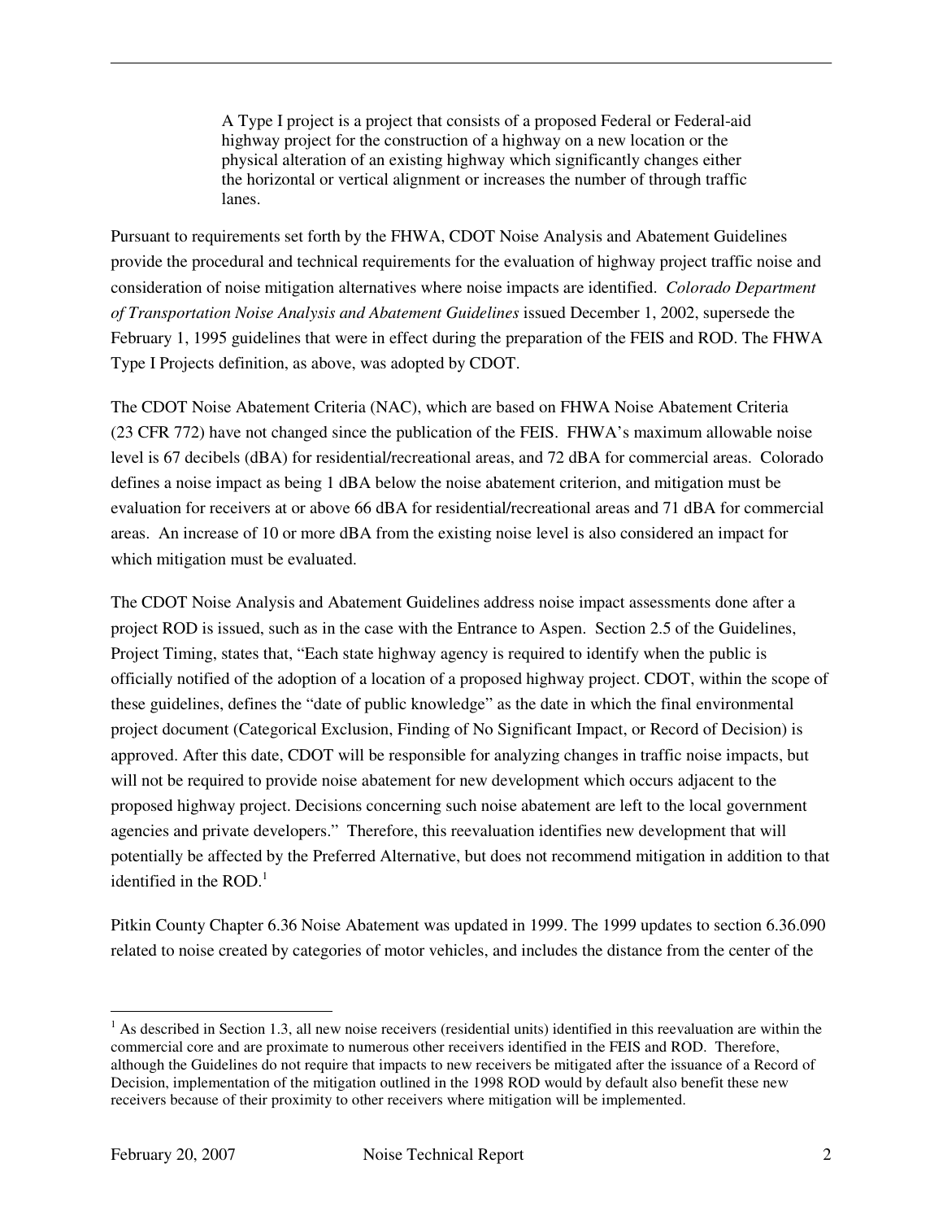> A Type I project is a project that consists of a proposed Federal or Federal-aid highway project for the construction of a highway on a new location or the physical alteration of an existing highway which significantly changes either the horizontal or vertical alignment or increases the number of through traffic lanes.

Pursuant to requirements set forth by the FHWA, CDOT Noise Analysis and Abatement Guidelines provide the procedural and technical requirements for the evaluation of highway project traffic noise and consideration of noise mitigation alternatives where noise impacts are identified. *Colorado Department of Transportation Noise Analysis and Abatement Guidelines* issued December 1, 2002, supersede the February 1, 1995 guidelines that were in effect during the preparation of the FEIS and ROD. The FHWA Type I Projects definition, as above, was adopted by CDOT.

The CDOT Noise Abatement Criteria (NAC), which are based on FHWA Noise Abatement Criteria (23 CFR 772) have not changed since the publication of the FEIS. FHWA's maximum allowable noise level is 67 decibels (dBA) for residential/recreational areas, and 72 dBA for commercial areas. Colorado defines a noise impact as being 1 dBA below the noise abatement criterion, and mitigation must be evaluation for receivers at or above 66 dBA for residential/recreational areas and 71 dBA for commercial areas. An increase of 10 or more dBA from the existing noise level is also considered an impact for which mitigation must be evaluated.

The CDOT Noise Analysis and Abatement Guidelines address noise impact assessments done after a project ROD is issued, such as in the case with the Entrance to Aspen. Section 2.5 of the Guidelines, Project Timing, states that, "Each state highway agency is required to identify when the public is officially notified of the adoption of a location of a proposed highway project. CDOT, within the scope of these guidelines, defines the "date of public knowledge" as the date in which the final environmental project document (Categorical Exclusion, Finding of No Significant Impact, or Record of Decision) is approved. After this date, CDOT will be responsible for analyzing changes in traffic noise impacts, but will not be required to provide noise abatement for new development which occurs adjacent to the proposed highway project. Decisions concerning such noise abatement are left to the local government agencies and private developers." Therefore, this reevaluation identifies new development that will potentially be affected by the Preferred Alternative, but does not recommend mitigation in addition to that identified in the ROD.[1]

Pitkin County Chapter 6.36 Noise Abatement was updated in 1999. The 1999 updates to section 6.36.090 related to noise created by categories of motor vehicles, and includes the distance from the center of the

---

[1] As described in Section 1.3, all new noise receivers (residential units) identified in this reevaluation are within the commercial core and are proximate to numerous other receivers identified in the FEIS and ROD. Therefore, although the Guidelines do not require that impacts to new receivers be mitigated after the issuance of a Record of Decision, implementation of the mitigation outlined in the 1998 ROD would by default also benefit these new receivers because of their proximity to other receivers where mitigation will be implemented.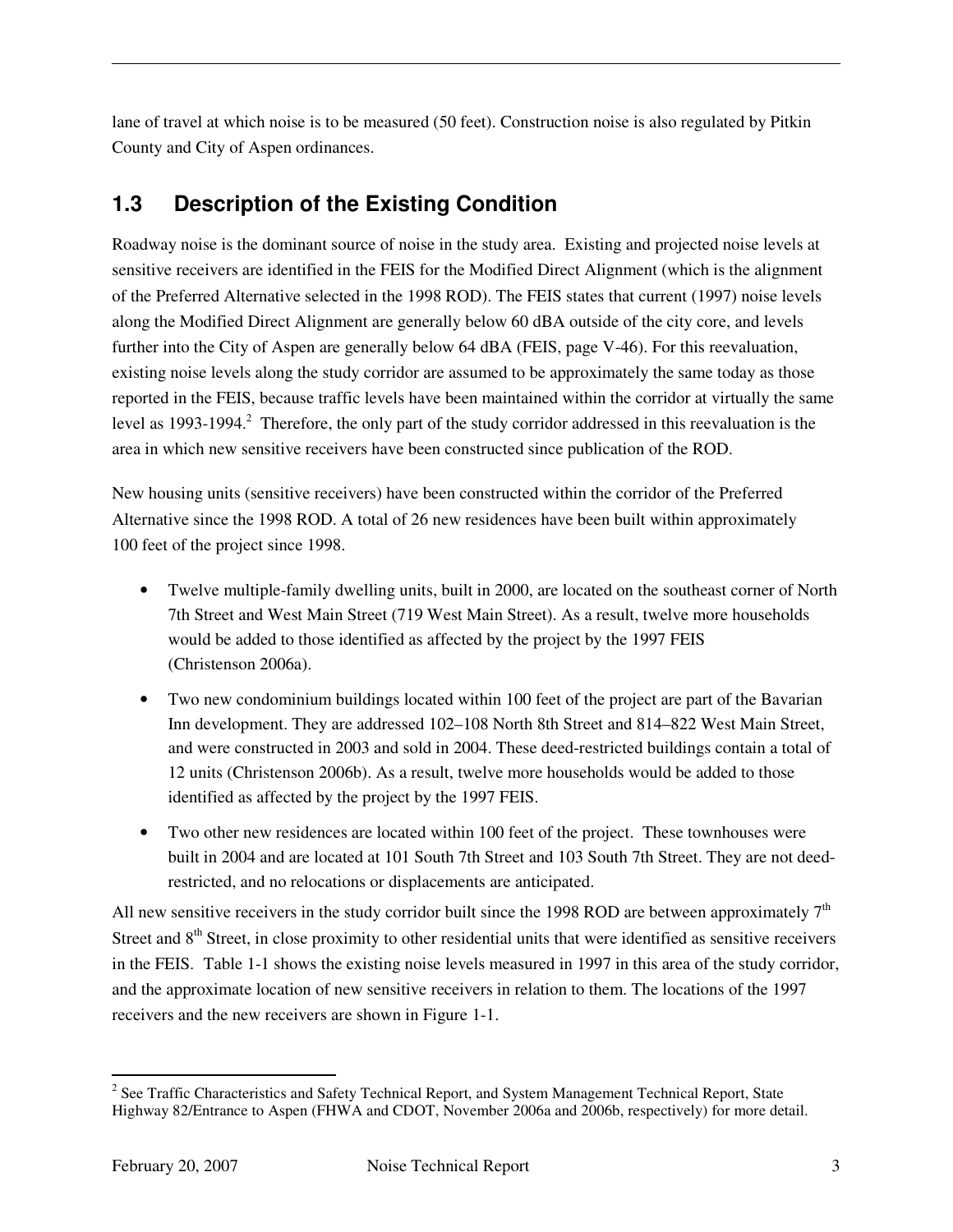lane of travel at which noise is to be measured (50 feet). Construction noise is also regulated by Pitkin County and City of Aspen ordinances.

## 1.3 Description of the Existing Condition

Roadway noise is the dominant source of noise in the study area. Existing and projected noise levels at sensitive receivers are identified in the FEIS for the Modified Direct Alignment (which is the alignment of the Preferred Alternative selected in the 1998 ROD). The FEIS states that current (1997) noise levels along the Modified Direct Alignment are generally below 60 dBA outside of the city core, and levels further into the City of Aspen are generally below 64 dBA (FEIS, page V-46). For this reevaluation, existing noise levels along the study corridor are assumed to be approximately the same today as those reported in the FEIS, because traffic levels have been maintained within the corridor at virtually the same level as 1993-1994.[2] Therefore, the only part of the study corridor addressed in this reevaluation is the area in which new sensitive receivers have been constructed since publication of the ROD.

New housing units (sensitive receivers) have been constructed within the corridor of the Preferred Alternative since the 1998 ROD. A total of 26 new residences have been built within approximately 100 feet of the project since 1998.

- Twelve multiple-family dwelling units, built in 2000, are located on the southeast corner of North 7th Street and West Main Street (719 West Main Street). As a result, twelve more households would be added to those identified as affected by the project by the 1997 FEIS (Christenson 2006a).
- Two new condominium buildings located within 100 feet of the project are part of the Bavarian Inn development. They are addressed 102–108 North 8th Street and 814–822 West Main Street, and were constructed in 2003 and sold in 2004. These deed-restricted buildings contain a total of 12 units (Christenson 2006b). As a result, twelve more households would be added to those identified as affected by the project by the 1997 FEIS.
- Two other new residences are located within 100 feet of the project. These townhouses were built in 2004 and are located at 101 South 7th Street and 103 South 7th Street. They are not deed-restricted, and no relocations or displacements are anticipated.

All new sensitive receivers in the study corridor built since the 1998 ROD are between approximately 7th Street and 8th Street, in close proximity to other residential units that were identified as sensitive receivers in the FEIS. Table 1-1 shows the existing noise levels measured in 1997 in this area of the study corridor, and the approximate location of new sensitive receivers in relation to them. The locations of the 1997 receivers and the new receivers are shown in Figure 1-1.

---

[2] See Traffic Characteristics and Safety Technical Report, and System Management Technical Report, State Highway 82/Entrance to Aspen (FHWA and CDOT, November 2006a and 2006b, respectively) for more detail.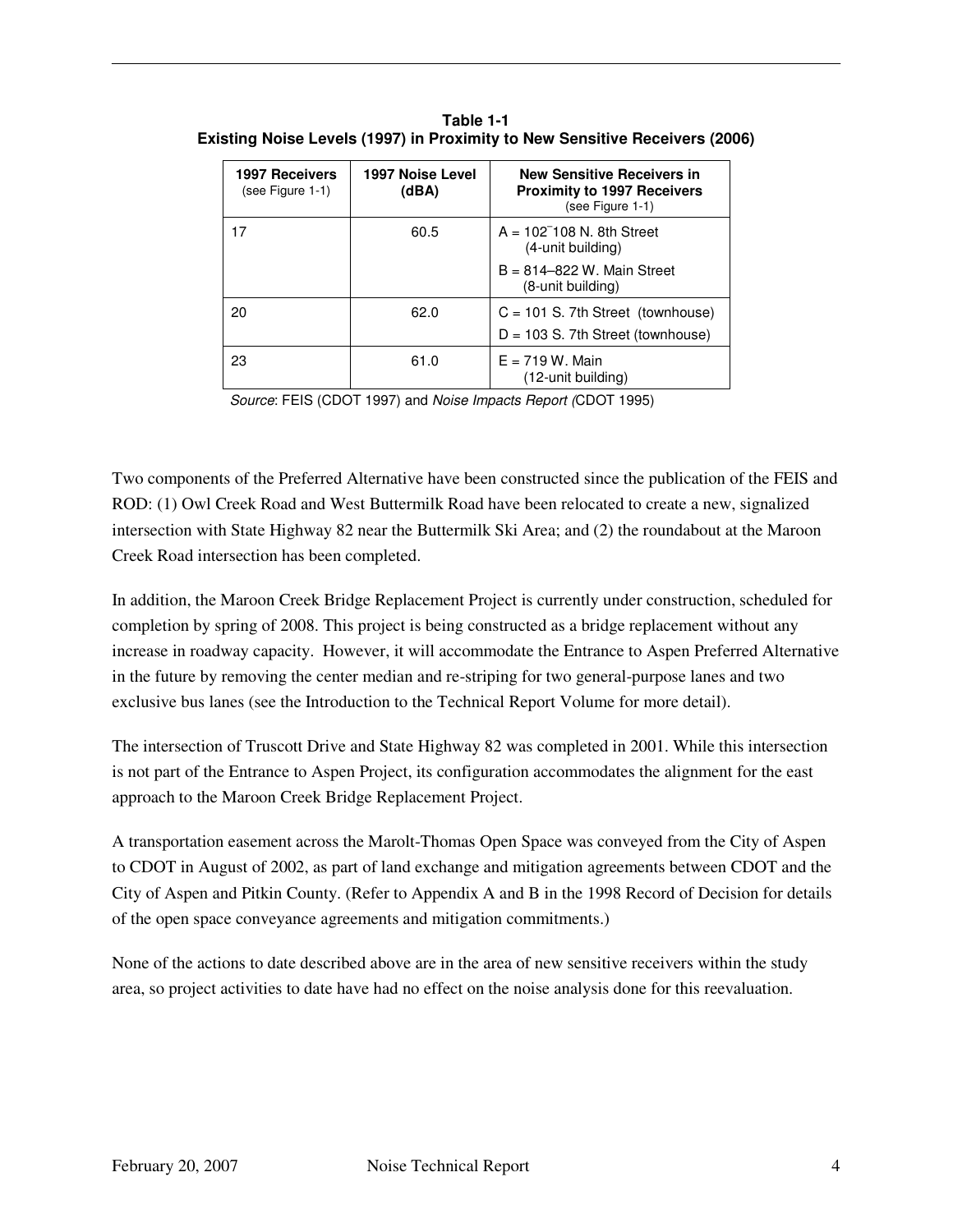**Table 1-1**
**Existing Noise Levels (1997) in Proximity to New Sensitive Receivers (2006)**

| 1997 Receivers (see Figure 1-1) | 1997 Noise Level (dBA) | New Sensitive Receivers in Proximity to 1997 Receivers (see Figure 1-1) |
|---|---|---|
| 17 | 60.5 | A = 102¯108 N. 8th Street (4-unit building) |
| | | B = 814–822 W. Main Street (8-unit building) |
| 20 | 62.0 | C = 101 S. 7th Street (townhouse) |
| | | D = 103 S. 7th Street (townhouse) |
| 23 | 61.0 | E = 719 W. Main (12-unit building) |

*Source*: FEIS (CDOT 1997) and *Noise Impacts Report (*CDOT 1995)

Two components of the Preferred Alternative have been constructed since the publication of the FEIS and ROD: (1) Owl Creek Road and West Buttermilk Road have been relocated to create a new, signalized intersection with State Highway 82 near the Buttermilk Ski Area; and (2) the roundabout at the Maroon Creek Road intersection has been completed.

In addition, the Maroon Creek Bridge Replacement Project is currently under construction, scheduled for completion by spring of 2008. This project is being constructed as a bridge replacement without any increase in roadway capacity. However, it will accommodate the Entrance to Aspen Preferred Alternative in the future by removing the center median and re-striping for two general-purpose lanes and two exclusive bus lanes (see the Introduction to the Technical Report Volume for more detail).

The intersection of Truscott Drive and State Highway 82 was completed in 2001. While this intersection is not part of the Entrance to Aspen Project, its configuration accommodates the alignment for the east approach to the Maroon Creek Bridge Replacement Project.

A transportation easement across the Marolt-Thomas Open Space was conveyed from the City of Aspen to CDOT in August of 2002, as part of land exchange and mitigation agreements between CDOT and the City of Aspen and Pitkin County. (Refer to Appendix A and B in the 1998 Record of Decision for details of the open space conveyance agreements and mitigation commitments.)

None of the actions to date described above are in the area of new sensitive receivers within the study area, so project activities to date have had no effect on the noise analysis done for this reevaluation.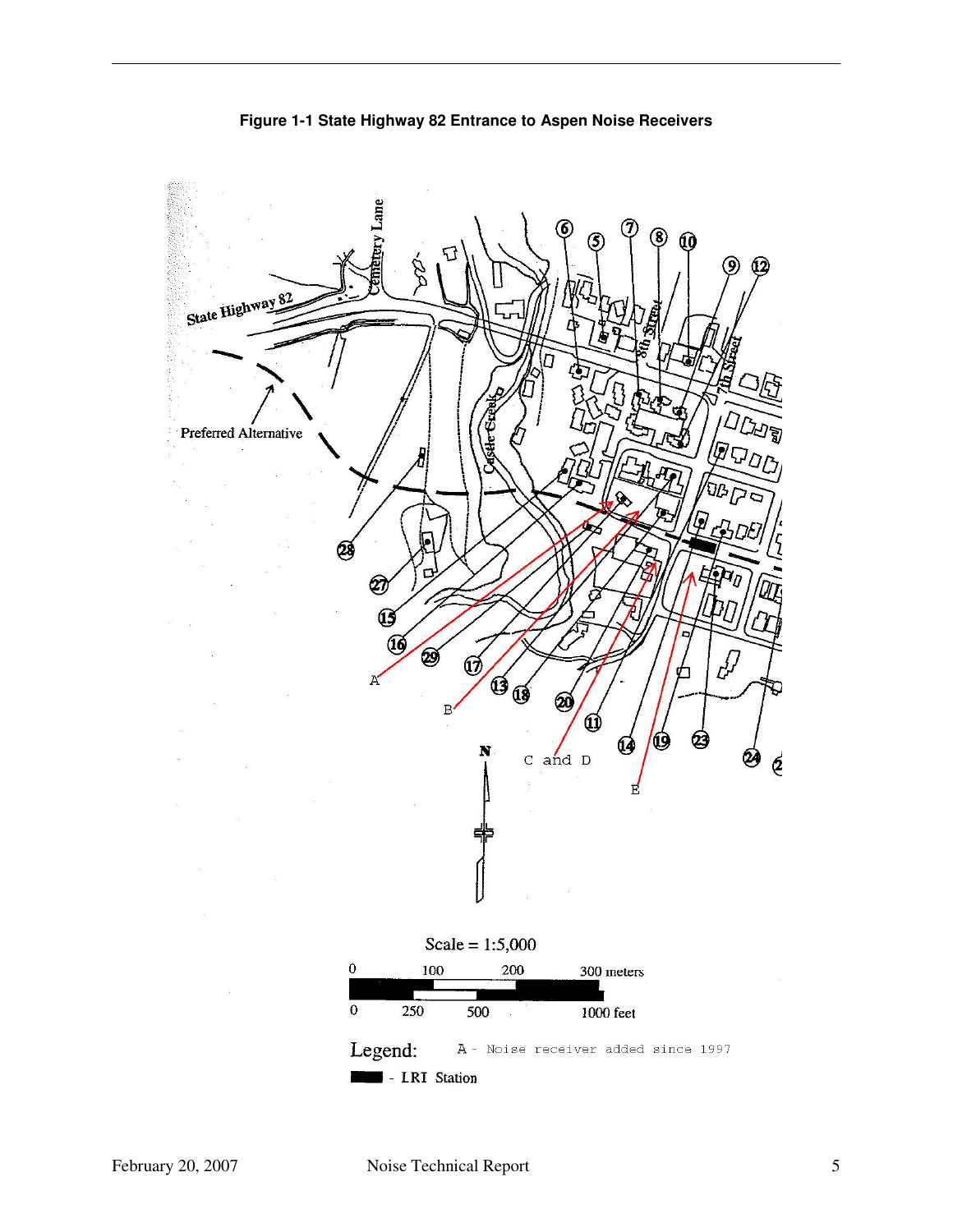**Figure 1-1 State Highway 82 Entrance to Aspen Noise Receivers**

Scale = 1:5,000

Legend: A - Noise receiver added since 1997

LRI Station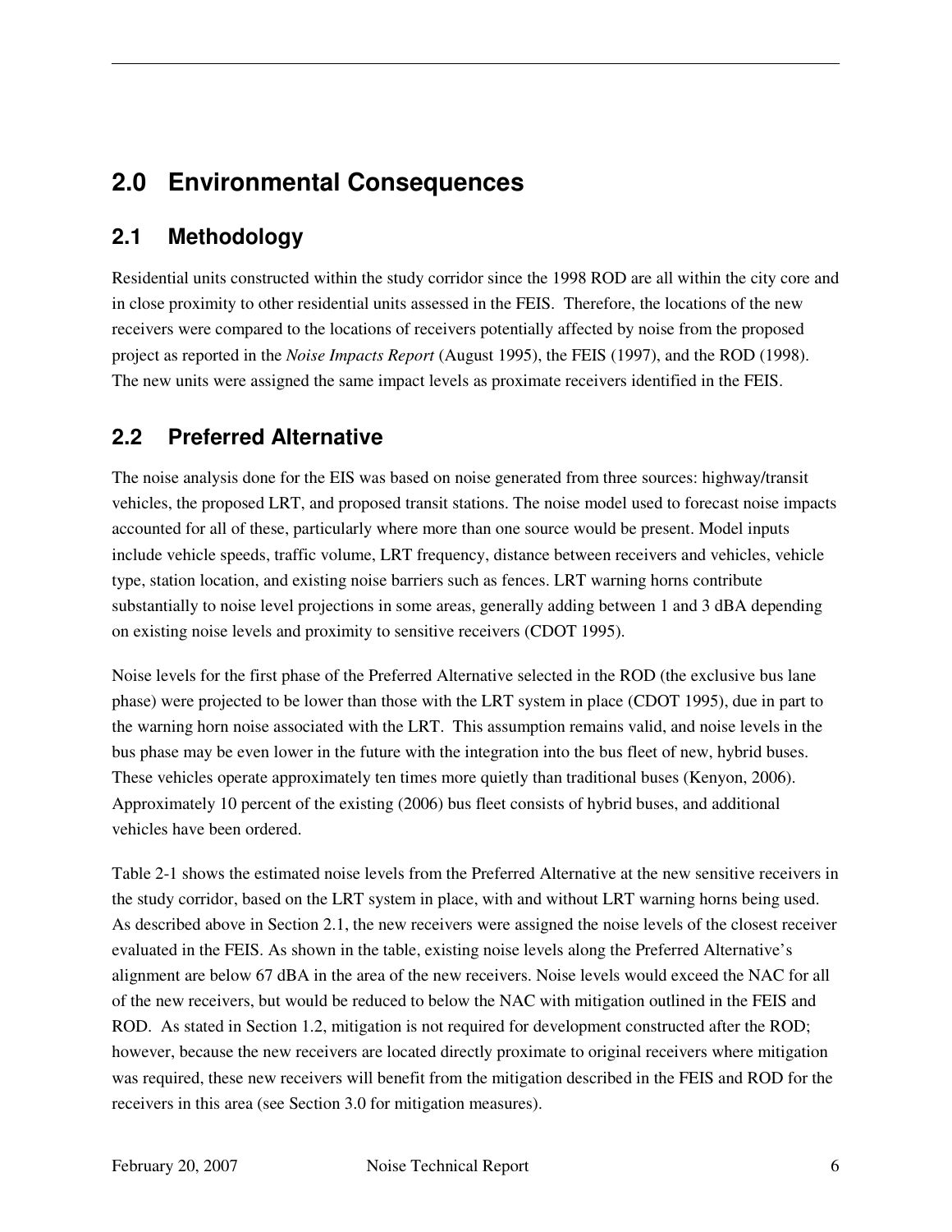# 2.0 Environmental Consequences

## 2.1 Methodology

Residential units constructed within the study corridor since the 1998 ROD are all within the city core and in close proximity to other residential units assessed in the FEIS. Therefore, the locations of the new receivers were compared to the locations of receivers potentially affected by noise from the proposed project as reported in the *Noise Impacts Report* (August 1995), the FEIS (1997), and the ROD (1998). The new units were assigned the same impact levels as proximate receivers identified in the FEIS.

## 2.2 Preferred Alternative

The noise analysis done for the EIS was based on noise generated from three sources: highway/transit vehicles, the proposed LRT, and proposed transit stations. The noise model used to forecast noise impacts accounted for all of these, particularly where more than one source would be present. Model inputs include vehicle speeds, traffic volume, LRT frequency, distance between receivers and vehicles, vehicle type, station location, and existing noise barriers such as fences. LRT warning horns contribute substantially to noise level projections in some areas, generally adding between 1 and 3 dBA depending on existing noise levels and proximity to sensitive receivers (CDOT 1995).

Noise levels for the first phase of the Preferred Alternative selected in the ROD (the exclusive bus lane phase) were projected to be lower than those with the LRT system in place (CDOT 1995), due in part to the warning horn noise associated with the LRT. This assumption remains valid, and noise levels in the bus phase may be even lower in the future with the integration into the bus fleet of new, hybrid buses. These vehicles operate approximately ten times more quietly than traditional buses (Kenyon, 2006). Approximately 10 percent of the existing (2006) bus fleet consists of hybrid buses, and additional vehicles have been ordered.

Table 2-1 shows the estimated noise levels from the Preferred Alternative at the new sensitive receivers in the study corridor, based on the LRT system in place, with and without LRT warning horns being used. As described above in Section 2.1, the new receivers were assigned the noise levels of the closest receiver evaluated in the FEIS. As shown in the table, existing noise levels along the Preferred Alternative's alignment are below 67 dBA in the area of the new receivers. Noise levels would exceed the NAC for all of the new receivers, but would be reduced to below the NAC with mitigation outlined in the FEIS and ROD. As stated in Section 1.2, mitigation is not required for development constructed after the ROD; however, because the new receivers are located directly proximate to original receivers where mitigation was required, these new receivers will benefit from the mitigation described in the FEIS and ROD for the receivers in this area (see Section 3.0 for mitigation measures).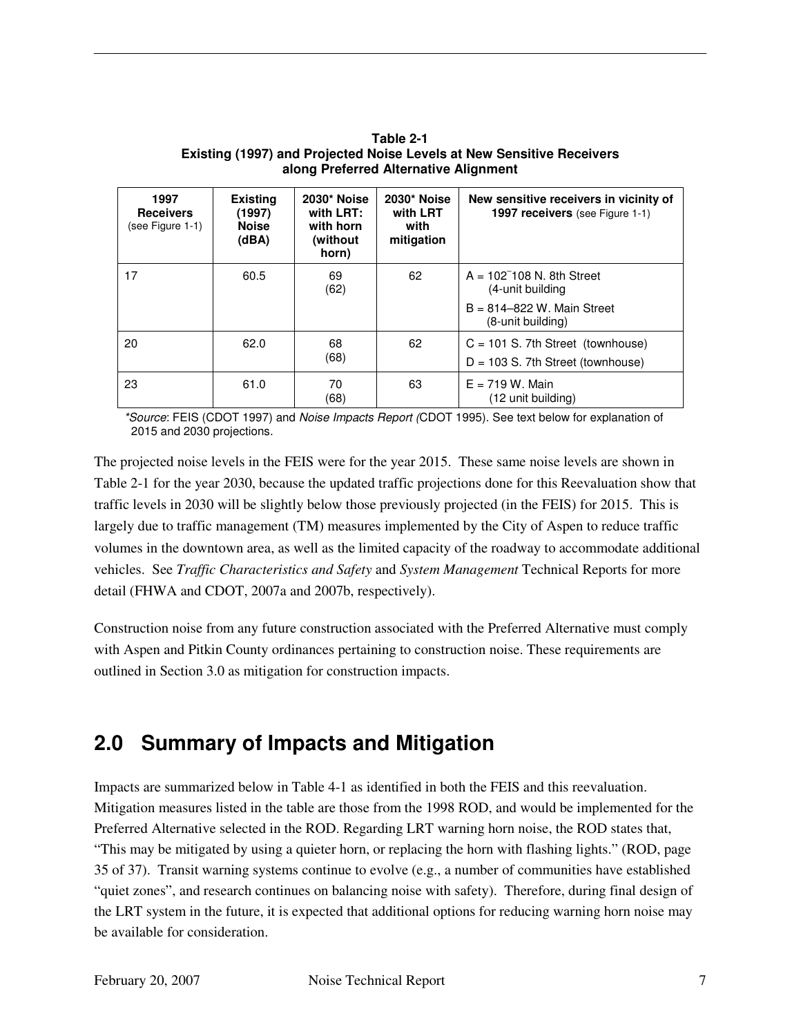**Table 2-1**
**Existing (1997) and Projected Noise Levels at New Sensitive Receivers along Preferred Alternative Alignment**

| **1997 Receivers** (see Figure 1-1) | **Existing (1997) Noise (dBA)** | **2030* Noise with LRT: with horn (without horn)** | **2030* Noise with LRT with mitigation** | **New sensitive receivers in vicinity of 1997 receivers** (see Figure 1-1) |
|---|---|---|---|---|
| 17 | 60.5 | 69 (62) | 62 | A = 102–108 N. 8th Street (4-unit building<br>B = 814–822 W. Main Street (8-unit building) |
| 20 | 62.0 | 68 (68) | 62 | C = 101 S. 7th Street (townhouse)<br>D = 103 S. 7th Street (townhouse) |
| 23 | 61.0 | 70 (68) | 63 | E = 719 W. Main (12 unit building) |

*\*Source*: FEIS (CDOT 1997) and *Noise Impacts Report (*CDOT 1995). See text below for explanation of 2015 and 2030 projections.

The projected noise levels in the FEIS were for the year 2015. These same noise levels are shown in Table 2-1 for the year 2030, because the updated traffic projections done for this Reevaluation show that traffic levels in 2030 will be slightly below those previously projected (in the FEIS) for 2015. This is largely due to traffic management (TM) measures implemented by the City of Aspen to reduce traffic volumes in the downtown area, as well as the limited capacity of the roadway to accommodate additional vehicles. See *Traffic Characteristics and Safety* and *System Management* Technical Reports for more detail (FHWA and CDOT, 2007a and 2007b, respectively).

Construction noise from any future construction associated with the Preferred Alternative must comply with Aspen and Pitkin County ordinances pertaining to construction noise. These requirements are outlined in Section 3.0 as mitigation for construction impacts.

## 2.0 Summary of Impacts and Mitigation

Impacts are summarized below in Table 4-1 as identified in both the FEIS and this reevaluation. Mitigation measures listed in the table are those from the 1998 ROD, and would be implemented for the Preferred Alternative selected in the ROD. Regarding LRT warning horn noise, the ROD states that, "This may be mitigated by using a quieter horn, or replacing the horn with flashing lights." (ROD, page 35 of 37). Transit warning systems continue to evolve (e.g., a number of communities have established "quiet zones", and research continues on balancing noise with safety). Therefore, during final design of the LRT system in the future, it is expected that additional options for reducing warning horn noise may be available for consideration.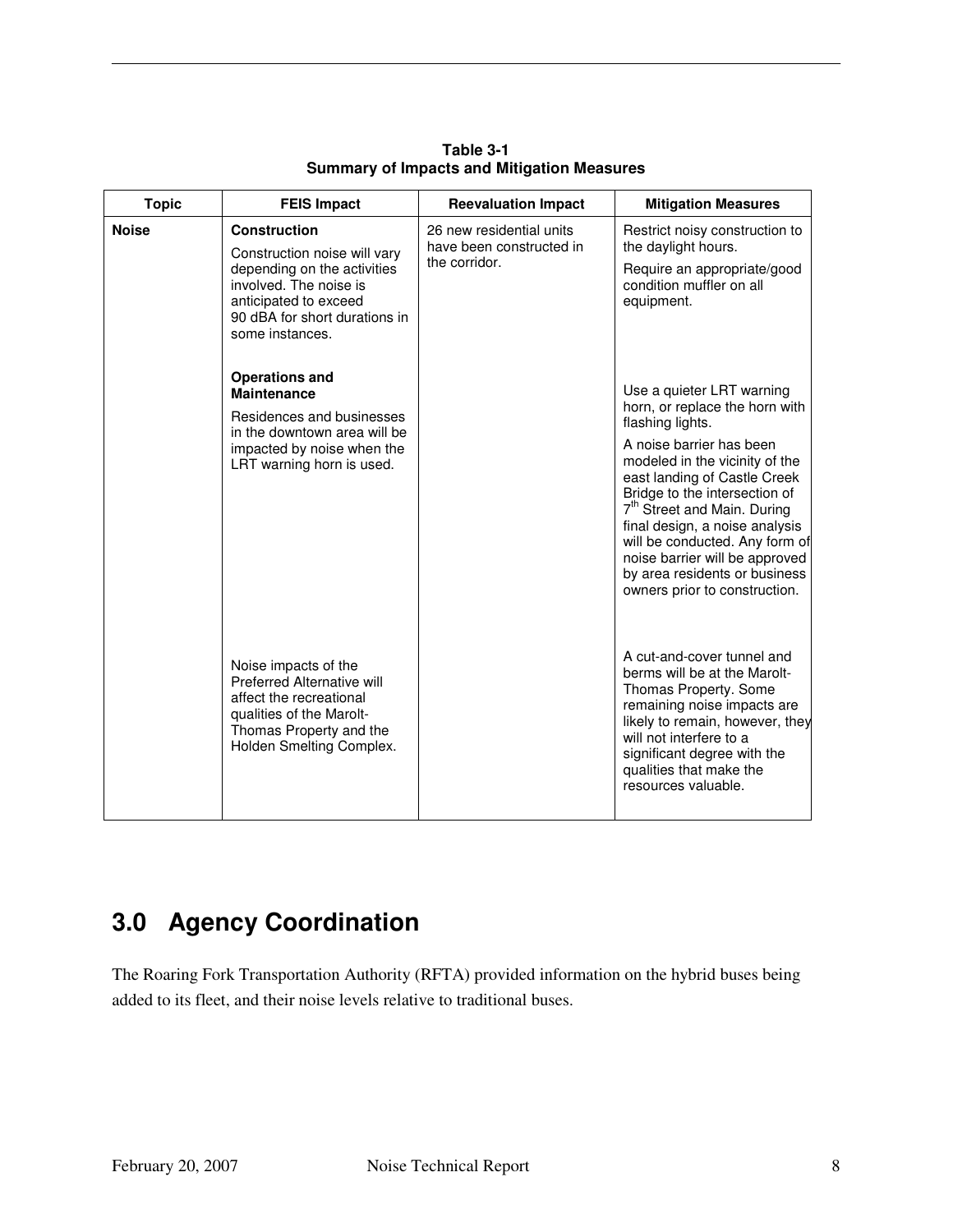**Table 3-1**
**Summary of Impacts and Mitigation Measures**

| Topic | FEIS Impact | Reevaluation Impact | Mitigation Measures |
|---|---|---|---|
| **Noise** | **Construction** <br> Construction noise will vary depending on the activities involved. The noise is anticipated to exceed 90 dBA for short durations in some instances. | 26 new residential units have been constructed in the corridor. | Restrict noisy construction to the daylight hours. <br> Require an appropriate/good condition muffler on all equipment. |
| | **Operations and Maintenance** <br> Residences and businesses in the downtown area will be impacted by noise when the LRT warning horn is used. | | Use a quieter LRT warning horn, or replace the horn with flashing lights. <br> A noise barrier has been modeled in the vicinity of the east landing of Castle Creek Bridge to the intersection of 7th Street and Main. During final design, a noise analysis will be conducted. Any form of noise barrier will be approved by area residents or business owners prior to construction. |
| | Noise impacts of the Preferred Alternative will affect the recreational qualities of the Marolt-Thomas Property and the Holden Smelting Complex. | | A cut-and-cover tunnel and berms will be at the Marolt-Thomas Property. Some remaining noise impacts are likely to remain, however, they will not interfere to a significant degree with the qualities that make the resources valuable. |

# 3.0 Agency Coordination

The Roaring Fork Transportation Authority (RFTA) provided information on the hybrid buses being added to its fleet, and their noise levels relative to traditional buses.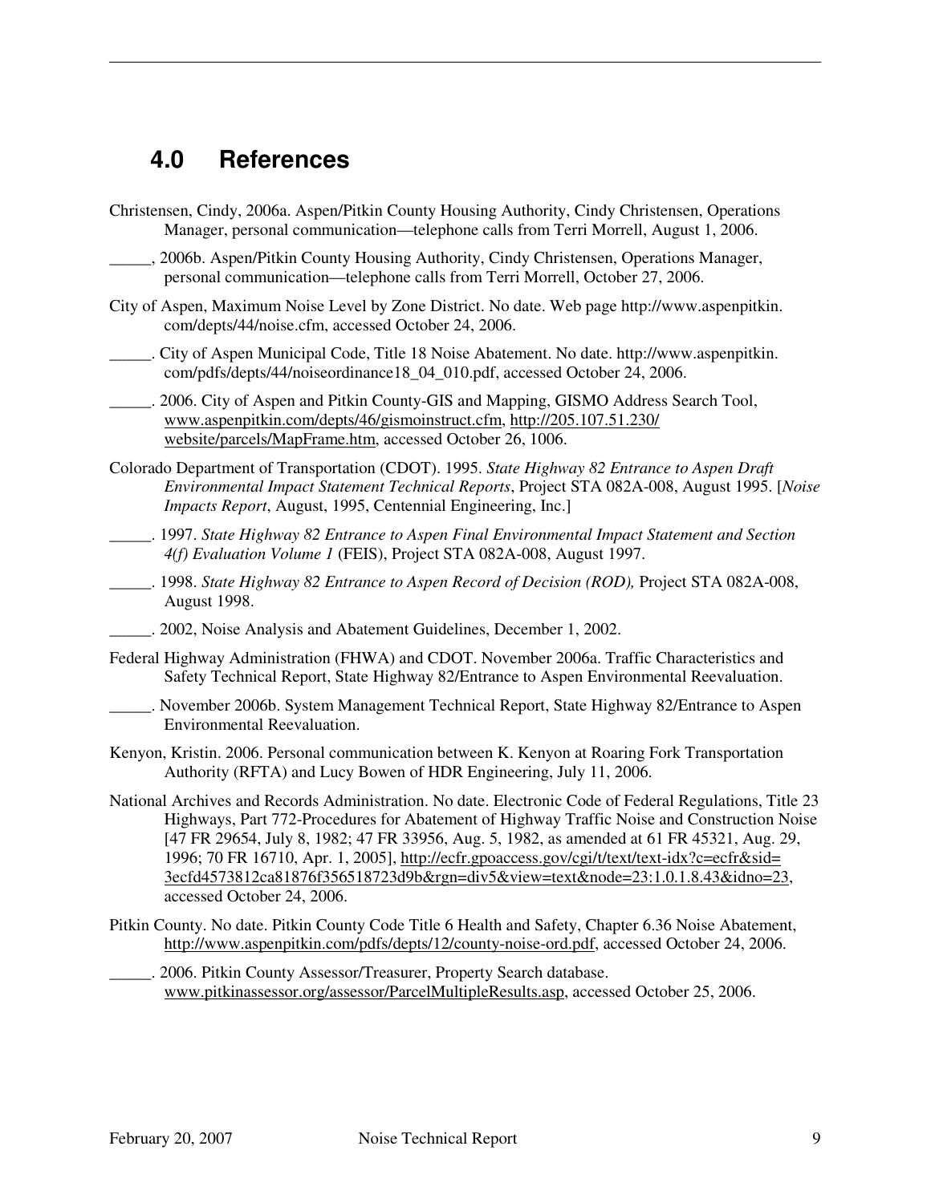## 4.0 References

Christensen, Cindy, 2006a. Aspen/Pitkin County Housing Authority, Cindy Christensen, Operations Manager, personal communication—telephone calls from Terri Morrell, August 1, 2006.

_____, 2006b. Aspen/Pitkin County Housing Authority, Cindy Christensen, Operations Manager, personal communication—telephone calls from Terri Morrell, October 27, 2006.

City of Aspen, Maximum Noise Level by Zone District. No date. Web page http://www.aspenpitkin.com/depts/44/noise.cfm, accessed October 24, 2006.

_____. City of Aspen Municipal Code, Title 18 Noise Abatement. No date. http://www.aspenpitkin.com/pdfs/depts/44/noiseordinance18_04_010.pdf, accessed October 24, 2006.

_____. 2006. City of Aspen and Pitkin County-GIS and Mapping, GISMO Address Search Tool, www.aspenpitkin.com/depts/46/gismoinstruct.cfm, http://205.107.51.230/website/parcels/MapFrame.htm, accessed October 26, 1006.

Colorado Department of Transportation (CDOT). 1995. *State Highway 82 Entrance to Aspen Draft Environmental Impact Statement Technical Reports*, Project STA 082A-008, August 1995. [*Noise Impacts Report*, August, 1995, Centennial Engineering, Inc.]

_____. 1997. *State Highway 82 Entrance to Aspen Final Environmental Impact Statement and Section 4(f) Evaluation Volume 1* (FEIS), Project STA 082A-008, August 1997.

_____. 1998. *State Highway 82 Entrance to Aspen Record of Decision (ROD),* Project STA 082A-008, August 1998.

_____. 2002, Noise Analysis and Abatement Guidelines, December 1, 2002.

Federal Highway Administration (FHWA) and CDOT. November 2006a. Traffic Characteristics and Safety Technical Report, State Highway 82/Entrance to Aspen Environmental Reevaluation.

_____. November 2006b. System Management Technical Report, State Highway 82/Entrance to Aspen Environmental Reevaluation.

Kenyon, Kristin. 2006. Personal communication between K. Kenyon at Roaring Fork Transportation Authority (RFTA) and Lucy Bowen of HDR Engineering, July 11, 2006.

National Archives and Records Administration. No date. Electronic Code of Federal Regulations, Title 23 Highways, Part 772-Procedures for Abatement of Highway Traffic Noise and Construction Noise [47 FR 29654, July 8, 1982; 47 FR 33956, Aug. 5, 1982, as amended at 61 FR 45321, Aug. 29, 1996; 70 FR 16710, Apr. 1, 2005], http://ecfr.gpoaccess.gov/cgi/t/text/text-idx?c=ecfr&sid=3ecfd4573812ca81876f356518723d9b&rgn=div5&view=text&node=23:1.0.1.8.43&idno=23, accessed October 24, 2006.

Pitkin County. No date. Pitkin County Code Title 6 Health and Safety, Chapter 6.36 Noise Abatement, http://www.aspenpitkin.com/pdfs/depts/12/county-noise-ord.pdf, accessed October 24, 2006.

_____. 2006. Pitkin County Assessor/Treasurer, Property Search database. www.pitkinassessor.org/assessor/ParcelMultipleResults.asp, accessed October 25, 2006.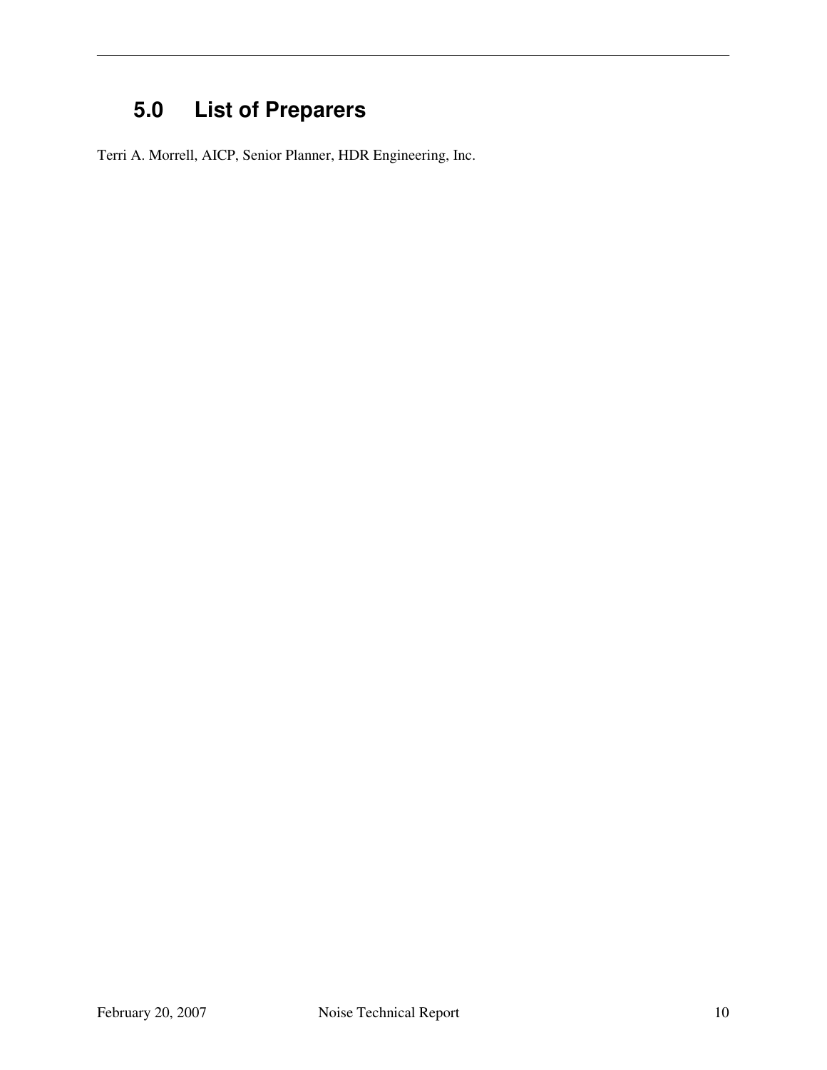# 5.0 List of Preparers

Terri A. Morrell, AICP, Senior Planner, HDR Engineering, Inc.